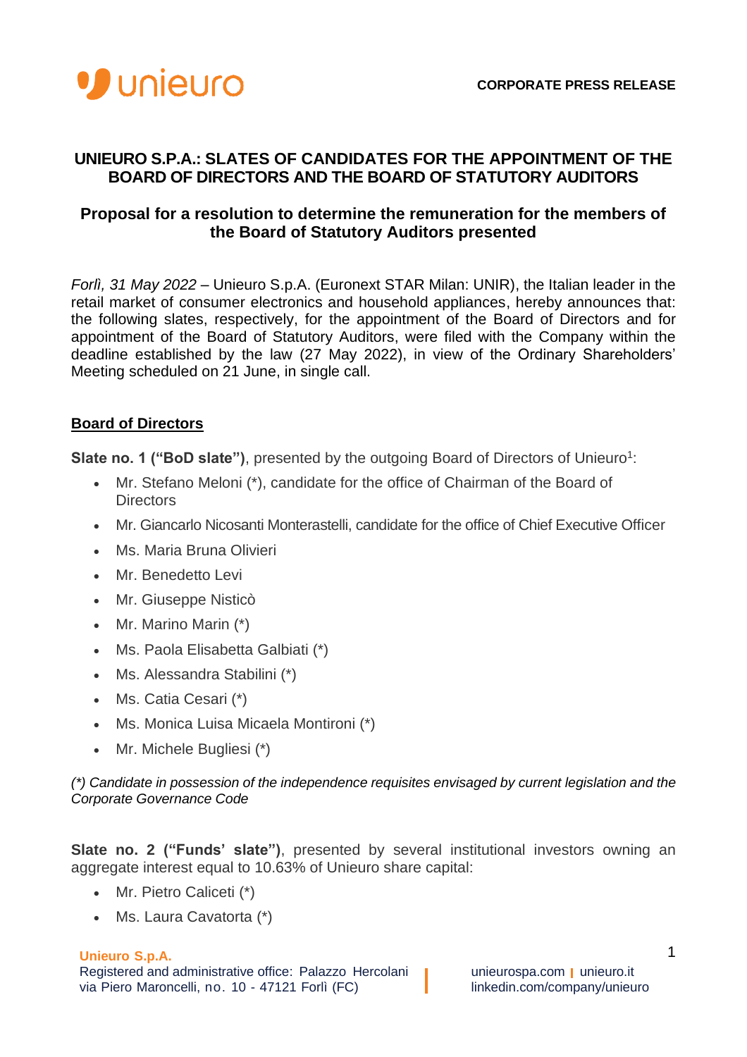**CORPORATE PRESS RELEASE**

# UNIEURO S.P.A.: SLATES OF CANDIDATES FOR THE APPOINTMENT OF THE BOARD OF DIRECTORS AND THE BOARD OF STATUTORY AUDITORS

## Proposal for a resolution to determine the remuneration for the members of the Board of Statutory Auditors presented

*Forlì, 31 May 2022* – Unieuro S.p.A. (Euronext STAR Milan: UNIR), the Italian leader in the retail market of consumer electronics and household appliances, hereby announces that: the following slates, respectively, for the appointment of the Board of Directors and for appointment of the Board of Statutory Auditors, were filed with the Company within the deadline established by the law (27 May 2022), in view of the Ordinary Shareholders' Meeting scheduled on 21 June, in single call.

**Board of Directors**

**Slate no. 1 ("BoD slate")**, presented by the outgoing Board of Directors of Unieuro[1]:

- Mr. Stefano Meloni (*), candidate for the office of Chairman of the Board of Directors
- Mr. Giancarlo Nicosanti Monterastelli, candidate for the office of Chief Executive Officer
- Ms. Maria Bruna Olivieri
- Mr. Benedetto Levi
- Mr. Giuseppe Nisticò
- Mr. Marino Marin (*)
- Ms. Paola Elisabetta Galbiati (*)
- Ms. Alessandra Stabilini (*)
- Ms. Catia Cesari (*)
- Ms. Monica Luisa Micaela Montironi (*)
- Mr. Michele Bugliesi (*)

*(*) Candidate in possession of the independence requisites envisaged by current legislation and the Corporate Governance Code*

**Slate no. 2 ("Funds' slate")**, presented by several institutional investors owning an aggregate interest equal to 10.63% of Unieuro share capital:

- Mr. Pietro Caliceti (*)
- Ms. Laura Cavatorta (*)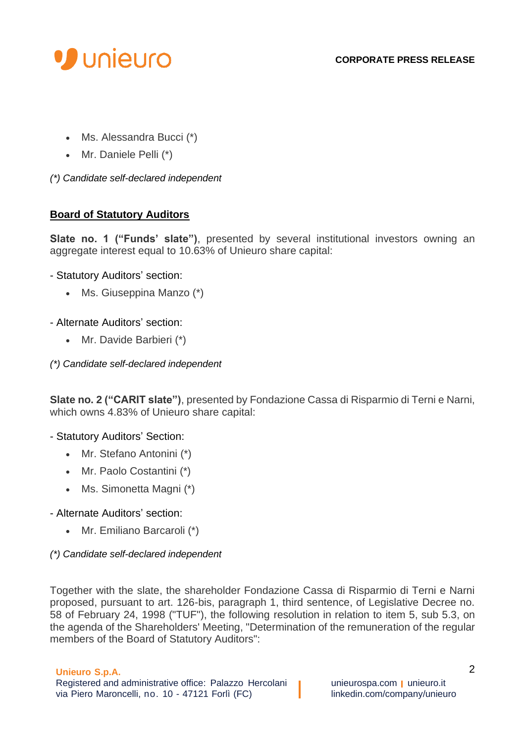- Ms. Alessandra Bucci (*)
- Mr. Daniele Pelli (*)

*(*) Candidate self-declared independent*

**Board of Statutory Auditors**

**Slate no. 1 (“Funds’ slate”)**, presented by several institutional investors owning an aggregate interest equal to 10.63% of Unieuro share capital:

- Statutory Auditors’ section:

- Ms. Giuseppina Manzo (*)

- Alternate Auditors’ section:

- Mr. Davide Barbieri (*)

*(*) Candidate self-declared independent*

**Slate no. 2 (“CARIT slate”)**, presented by Fondazione Cassa di Risparmio di Terni e Narni, which owns 4.83% of Unieuro share capital:

- Statutory Auditors’ Section:

- Mr. Stefano Antonini (*)
- Mr. Paolo Costantini (*)
- Ms. Simonetta Magni (*)

- Alternate Auditors’ section:

- Mr. Emiliano Barcaroli (*)

*(*) Candidate self-declared independent*

Together with the slate, the shareholder Fondazione Cassa di Risparmio di Terni e Narni proposed, pursuant to art. 126-bis, paragraph 1, third sentence, of Legislative Decree no. 58 of February 24, 1998 ("TUF"), the following resolution in relation to item 5, sub 5.3, on the agenda of the Shareholders' Meeting, "Determination of the remuneration of the regular members of the Board of Statutory Auditors":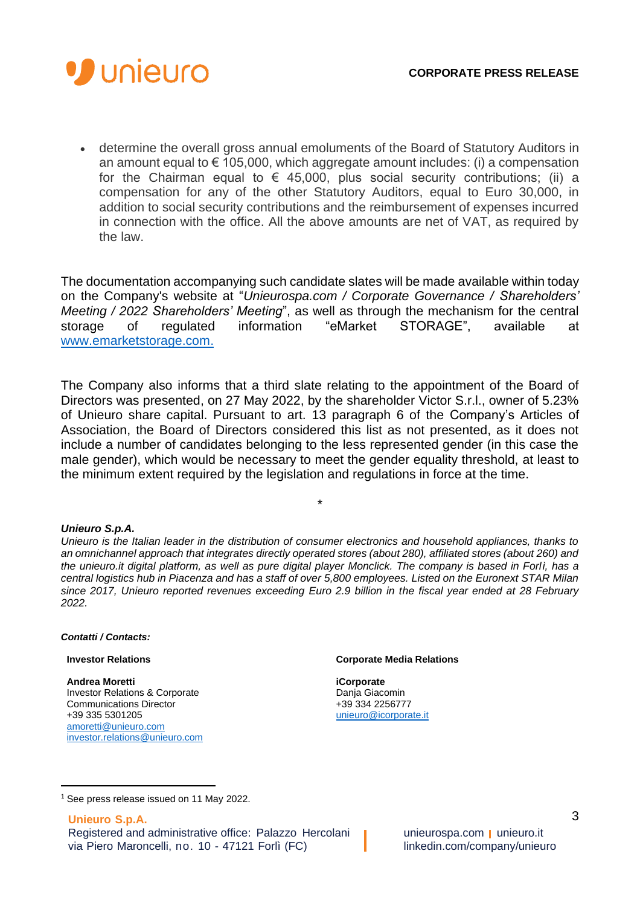- determine the overall gross annual emoluments of the Board of Statutory Auditors in an amount equal to € 105,000, which aggregate amount includes: (i) a compensation for the Chairman equal to € 45,000, plus social security contributions; (ii) a compensation for any of the other Statutory Auditors, equal to Euro 30,000, in addition to social security contributions and the reimbursement of expenses incurred in connection with the office. All the above amounts are net of VAT, as required by the law.

The documentation accompanying such candidate slates will be made available within today on the Company's website at "*Unieurospa.com / Corporate Governance / Shareholders' Meeting / 2022 Shareholders' Meeting*", as well as through the mechanism for the central storage of regulated information "eMarket STORAGE", available at www.emarketstorage.com.

The Company also informs that a third slate relating to the appointment of the Board of Directors was presented, on 27 May 2022, by the shareholder Victor S.r.l., owner of 5.23% of Unieuro share capital. Pursuant to art. 13 paragraph 6 of the Company's Articles of Association, the Board of Directors considered this list as not presented, as it does not include a number of candidates belonging to the less represented gender (in this case the male gender), which would be necessary to meet the gender equality threshold, at least to the minimum extent required by the legislation and regulations in force at the time.

*

***Unieuro S.p.A.***
*Unieuro is the Italian leader in the distribution of consumer electronics and household appliances, thanks to an omnichannel approach that integrates directly operated stores (about 280), affiliated stores (about 260) and the unieuro.it digital platform, as well as pure digital player Monclick. The company is based in Forlì, has a central logistics hub in Piacenza and has a staff of over 5,800 employees. Listed on the Euronext STAR Milan since 2017, Unieuro reported revenues exceeding Euro 2.9 billion in the fiscal year ended at 28 February 2022.*

***Contatti / Contacts:***

**Investor Relations**

**Andrea Moretti**
Investor Relations & Corporate Communications Director
+39 335 5301205
amoretti@unieuro.com
investor.relations@unieuro.com

**Corporate Media Relations**

**iCorporate**
Danja Giacomin
+39 334 2256777
unieuro@icorporate.it

[1] See press release issued on 11 May 2022.

**Unieuro S.p.A.**
Registered and administrative office: Palazzo Hercolani
via Piero Maroncelli, no. 10 - 47121 Forlì (FC)

unieurospa.com | unieuro.it
linkedin.com/company/unieuro